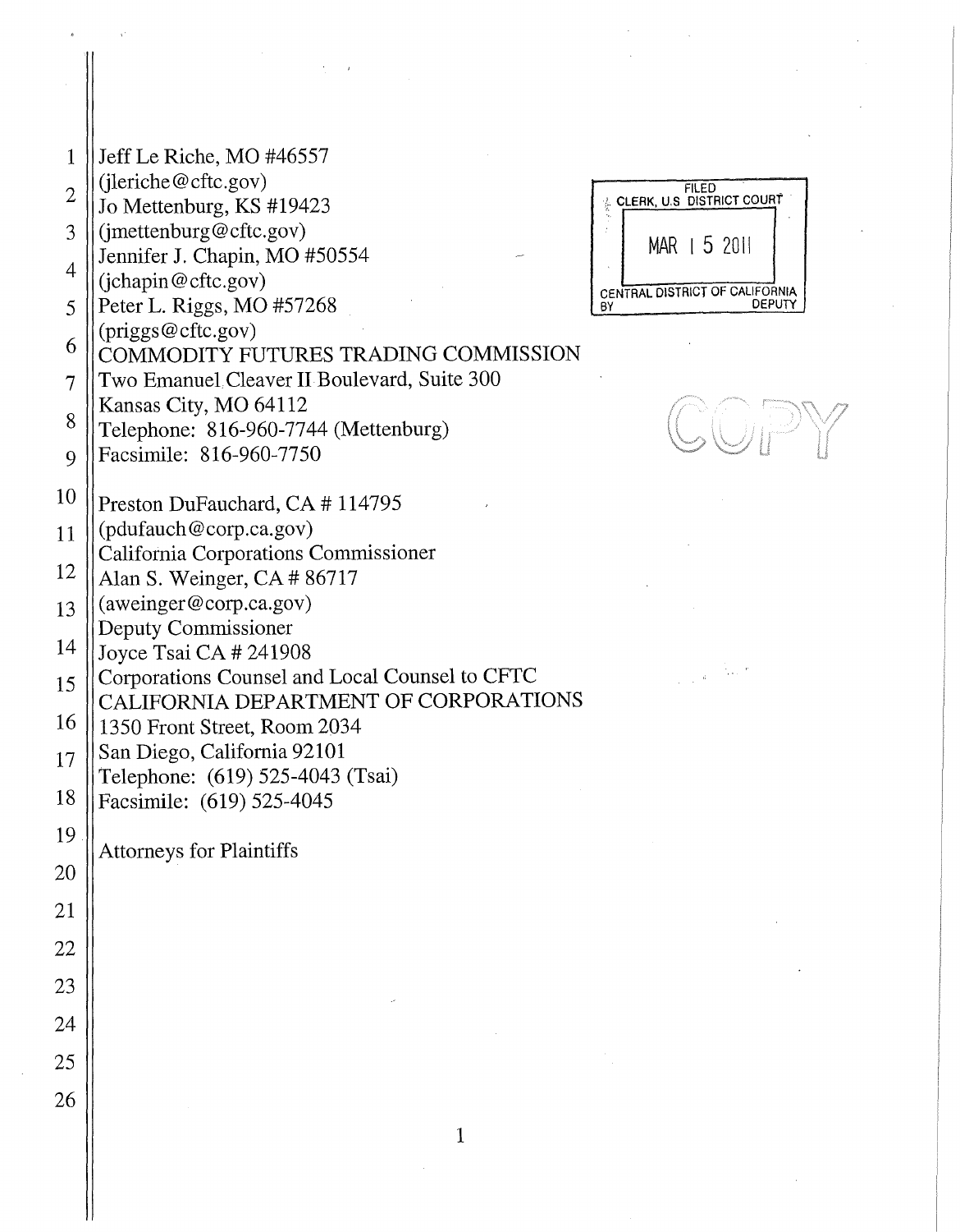Jeff Le Riche, MO #46557
(jleriche@cftc.gov)
Jo Mettenburg, KS #19423
(jmettenburg@cftc.gov)
Jennifer J. Chapin, MO #50554
(jchapin@cftc.gov)
Peter L. Riggs, MO #57268
(priggs@cftc.gov)
COMMODITY FUTURES TRADING COMMISSION
Two Emanuel Cleaver II Boulevard, Suite 300
Kansas City, MO 64112
Telephone: 816-960-7744 (Mettenburg)
Facsimile: 816-960-7750

FILED
CLERK, U.S. DISTRICT COURT
MAR 15 2011
CENTRAL DISTRICT OF CALIFORNIA
BY DEPUTY

COPY

Preston DuFauchard, CA # 114795
(pdufauch@corp.ca.gov)
California Corporations Commissioner
Alan S. Weinger, CA # 86717
(aweinger@corp.ca.gov)
Deputy Commissioner
Joyce Tsai CA # 241908
Corporations Counsel and Local Counsel to CFTC
CALIFORNIA DEPARTMENT OF CORPORATIONS
1350 Front Street, Room 2034
San Diego, California 92101
Telephone: (619) 525-4043 (Tsai)
Facsimile: (619) 525-4045

Attorneys for Plaintiffs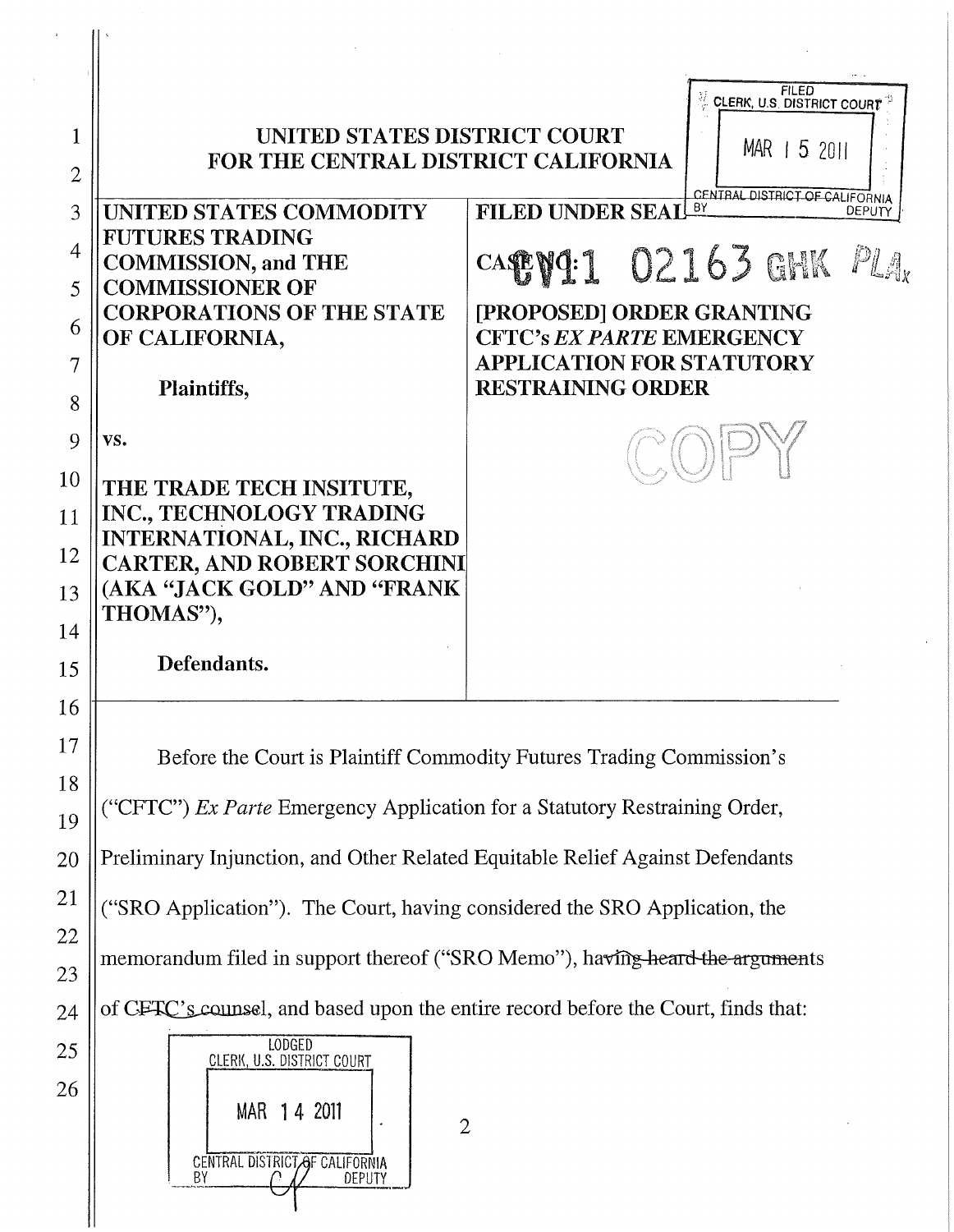FILED
CLERK, U.S. DISTRICT COURT
MAR 15 2011
CENTRAL DISTRICT OF CALIFORNIA
BY DEPUTY

UNITED STATES DISTRICT COURT
FOR THE CENTRAL DISTRICT CALIFORNIA

| UNITED STATES COMMODITY FUTURES TRADING COMMISSION, and THE COMMISSIONER OF CORPORATIONS OF THE STATE OF CALIFORNIA,<br><br>Plaintiffs,<br><br>vs.<br><br>THE TRADE TECH INSITUTE, INC., TECHNOLOGY TRADING INTERNATIONAL, INC., RICHARD CARTER, AND ROBERT SORCHINI (AKA "JACK GOLD" AND "FRANK THOMAS"),<br><br>Defendants. | FILED UNDER SEAL<br><br>CASE NO: CV11 02163 GHK PLAx<br><br>**[PROPOSED] ORDER GRANTING CFTC's *EX PARTE* EMERGENCY APPLICATION FOR STATUTORY RESTRAINING ORDER**<br><br>COPY |
|---|---|

Before the Court is Plaintiff Commodity Futures Trading Commission's ("CFTC") *Ex Parte* Emergency Application for a Statutory Restraining Order, Preliminary Injunction, and Other Related Equitable Relief Against Defendants ("SRO Application"). The Court, having considered the SRO Application, the memorandum filed in support thereof ("SRO Memo"), ~~having heard the arguments of CFTC's counsel~~, and based upon the entire record before the Court, finds that:

LODGED
CLERK, U.S. DISTRICT COURT
MAR 14 2011
CENTRAL DISTRICT OF CALIFORNIA
BY DEPUTY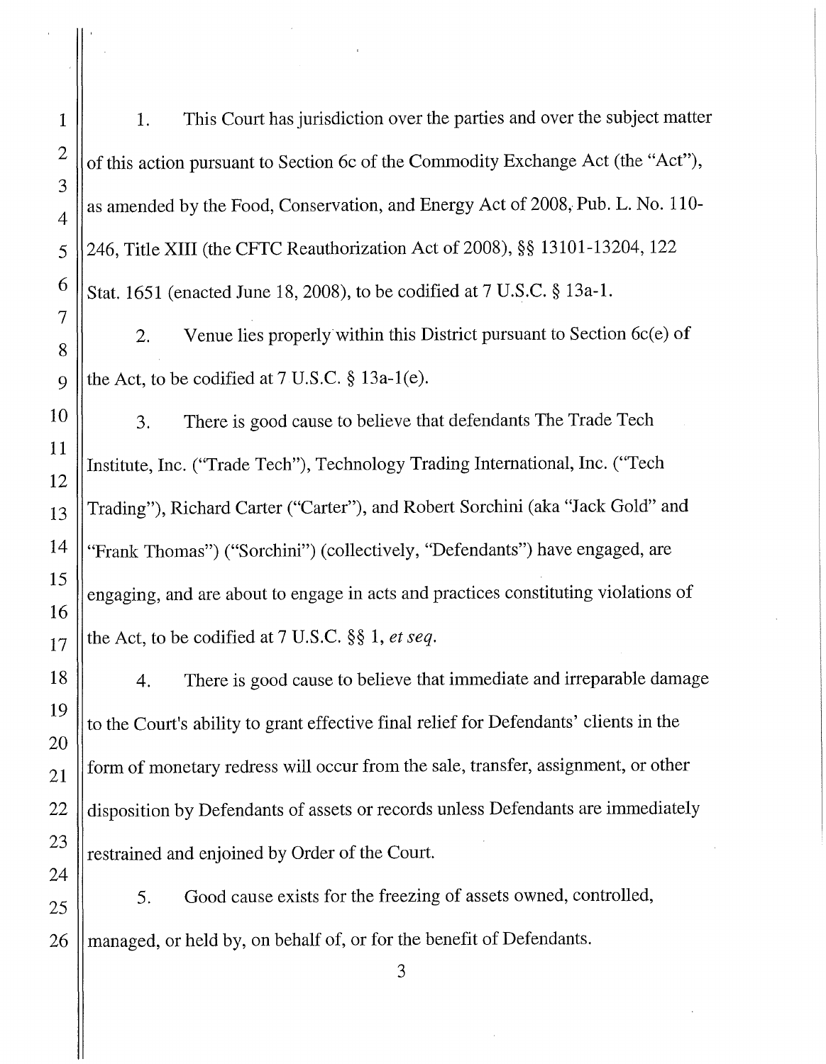1. This Court has jurisdiction over the parties and over the subject matter of this action pursuant to Section 6c of the Commodity Exchange Act (the "Act"), as amended by the Food, Conservation, and Energy Act of 2008, Pub. L. No. 110-246, Title XIII (the CFTC Reauthorization Act of 2008), §§ 13101-13204, 122 Stat. 1651 (enacted June 18, 2008), to be codified at 7 U.S.C. § 13a-1.

2. Venue lies properly within this District pursuant to Section 6c(e) of the Act, to be codified at 7 U.S.C. § 13a-1(e).

3. There is good cause to believe that defendants The Trade Tech Institute, Inc. ("Trade Tech"), Technology Trading International, Inc. ("Tech Trading"), Richard Carter ("Carter"), and Robert Sorchini (aka "Jack Gold" and "Frank Thomas") ("Sorchini") (collectively, "Defendants") have engaged, are engaging, and are about to engage in acts and practices constituting violations of the Act, to be codified at 7 U.S.C. §§ 1, *et seq.*

4. There is good cause to believe that immediate and irreparable damage to the Court's ability to grant effective final relief for Defendants' clients in the form of monetary redress will occur from the sale, transfer, assignment, or other disposition by Defendants of assets or records unless Defendants are immediately restrained and enjoined by Order of the Court.

5. Good cause exists for the freezing of assets owned, controlled, managed, or held by, on behalf of, or for the benefit of Defendants.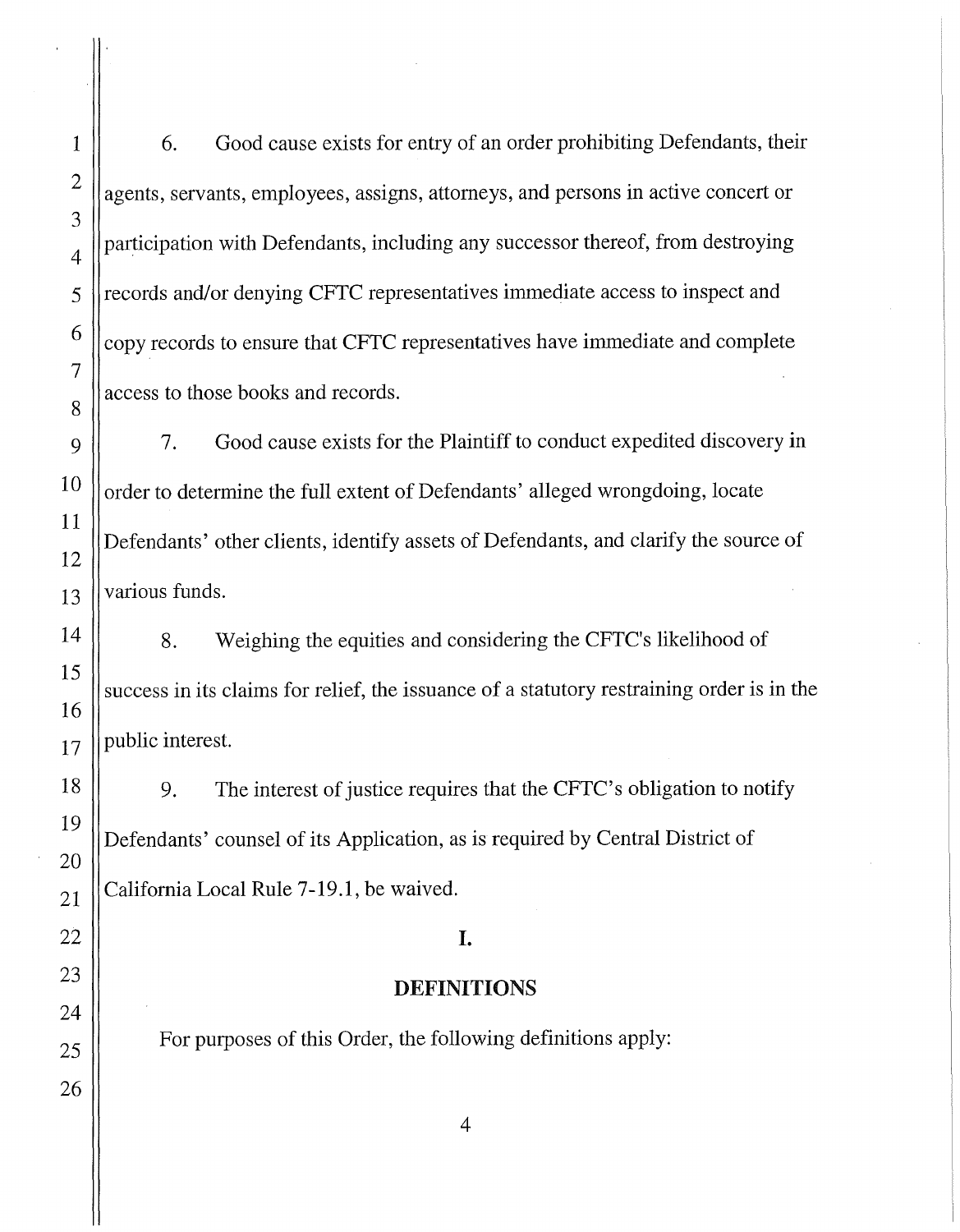6. Good cause exists for entry of an order prohibiting Defendants, their agents, servants, employees, assigns, attorneys, and persons in active concert or participation with Defendants, including any successor thereof, from destroying records and/or denying CFTC representatives immediate access to inspect and copy records to ensure that CFTC representatives have immediate and complete access to those books and records.

7. Good cause exists for the Plaintiff to conduct expedited discovery in order to determine the full extent of Defendants' alleged wrongdoing, locate Defendants' other clients, identify assets of Defendants, and clarify the source of various funds.

8. Weighing the equities and considering the CFTC's likelihood of success in its claims for relief, the issuance of a statutory restraining order is in the public interest.

9. The interest of justice requires that the CFTC's obligation to notify Defendants' counsel of its Application, as is required by Central District of California Local Rule 7-19.1, be waived.

## I.

## DEFINITIONS

For purposes of this Order, the following definitions apply: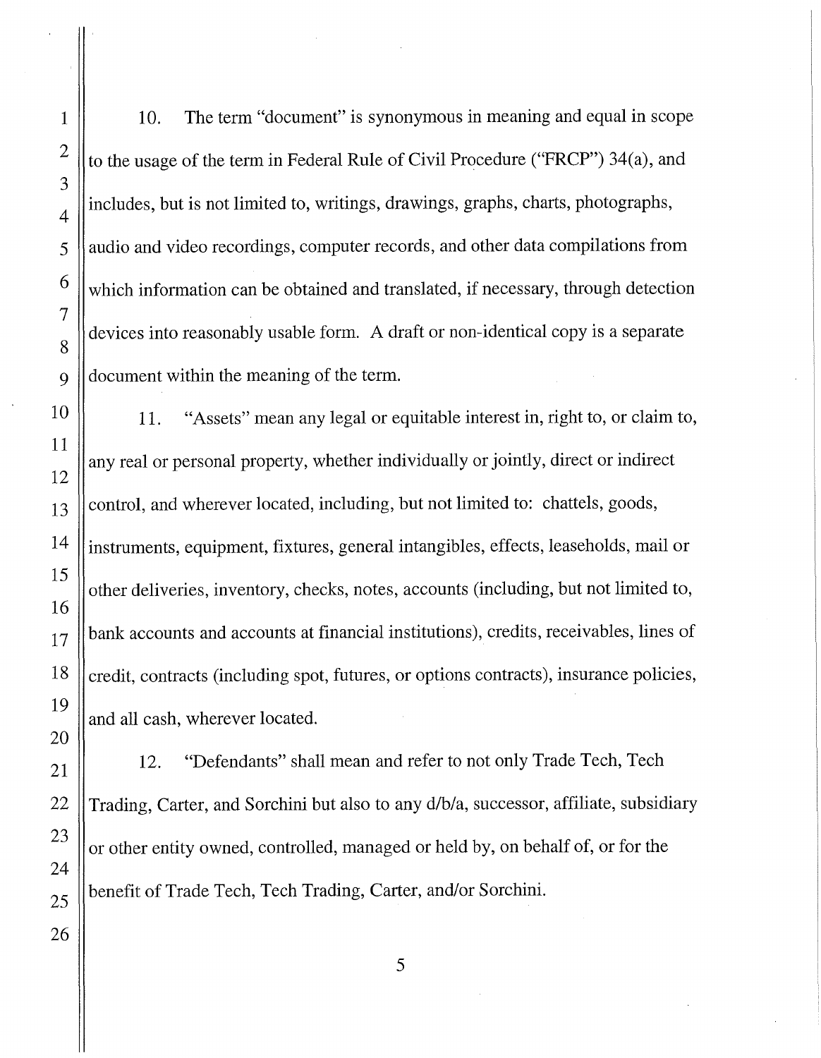10. The term "document" is synonymous in meaning and equal in scope to the usage of the term in Federal Rule of Civil Procedure ("FRCP") 34(a), and includes, but is not limited to, writings, drawings, graphs, charts, photographs, audio and video recordings, computer records, and other data compilations from which information can be obtained and translated, if necessary, through detection devices into reasonably usable form. A draft or non-identical copy is a separate document within the meaning of the term.

11. "Assets" mean any legal or equitable interest in, right to, or claim to, any real or personal property, whether individually or jointly, direct or indirect control, and wherever located, including, but not limited to: chattels, goods, instruments, equipment, fixtures, general intangibles, effects, leaseholds, mail or other deliveries, inventory, checks, notes, accounts (including, but not limited to, bank accounts and accounts at financial institutions), credits, receivables, lines of credit, contracts (including spot, futures, or options contracts), insurance policies, and all cash, wherever located.

12. "Defendants" shall mean and refer to not only Trade Tech, Tech Trading, Carter, and Sorchini but also to any d/b/a, successor, affiliate, subsidiary or other entity owned, controlled, managed or held by, on behalf of, or for the benefit of Trade Tech, Tech Trading, Carter, and/or Sorchini.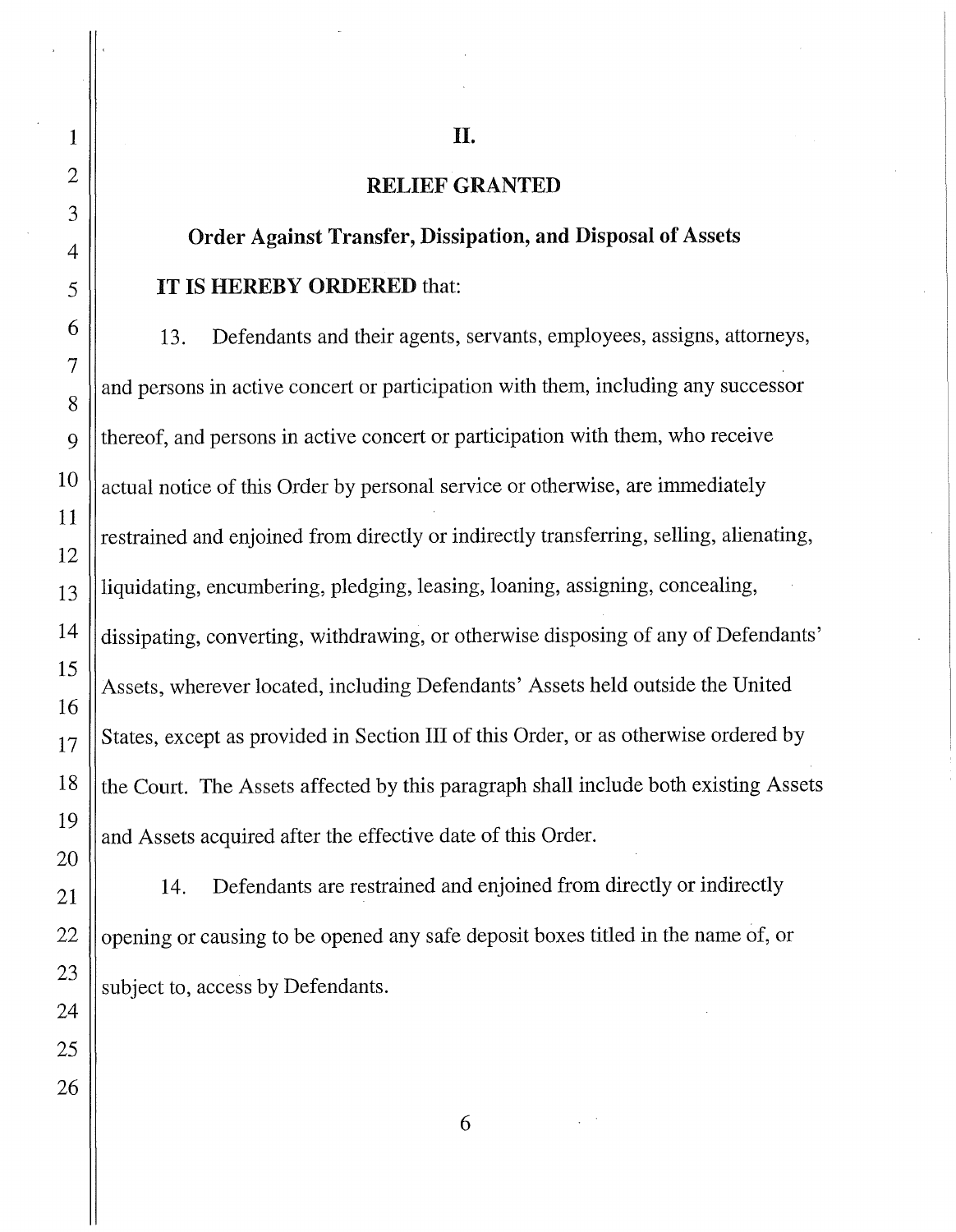## II.

## RELIEF GRANTED

### Order Against Transfer, Dissipation, and Disposal of Assets

**IT IS HEREBY ORDERED** that:

13. Defendants and their agents, servants, employees, assigns, attorneys, and persons in active concert or participation with them, including any successor thereof, and persons in active concert or participation with them, who receive actual notice of this Order by personal service or otherwise, are immediately restrained and enjoined from directly or indirectly transferring, selling, alienating, liquidating, encumbering, pledging, leasing, loaning, assigning, concealing, dissipating, converting, withdrawing, or otherwise disposing of any of Defendants' Assets, wherever located, including Defendants' Assets held outside the United States, except as provided in Section III of this Order, or as otherwise ordered by the Court. The Assets affected by this paragraph shall include both existing Assets and Assets acquired after the effective date of this Order.

14. Defendants are restrained and enjoined from directly or indirectly opening or causing to be opened any safe deposit boxes titled in the name of, or subject to, access by Defendants.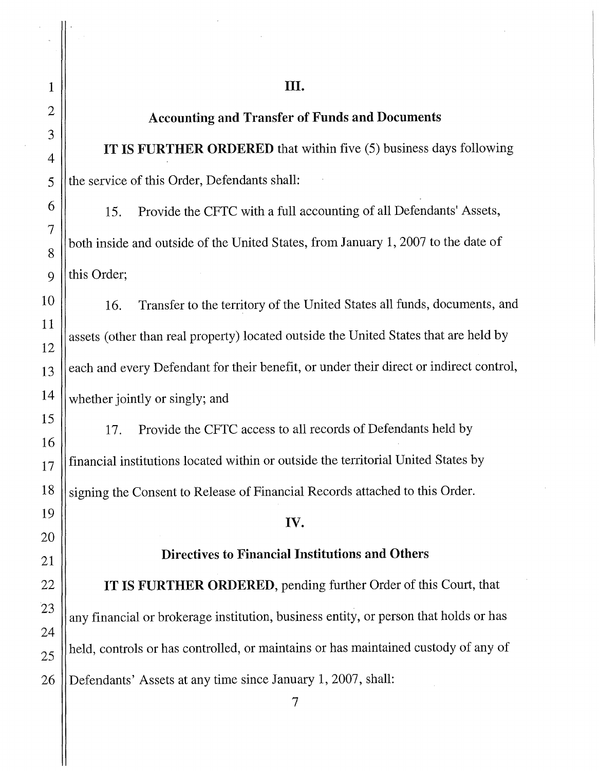## III.

## Accounting and Transfer of Funds and Documents

**IT IS FURTHER ORDERED** that within five (5) business days following the service of this Order, Defendants shall:

15. Provide the CFTC with a full accounting of all Defendants' Assets, both inside and outside of the United States, from January 1, 2007 to the date of this Order;

16. Transfer to the territory of the United States all funds, documents, and assets (other than real property) located outside the United States that are held by each and every Defendant for their benefit, or under their direct or indirect control, whether jointly or singly; and

17. Provide the CFTC access to all records of Defendants held by financial institutions located within or outside the territorial United States by signing the Consent to Release of Financial Records attached to this Order.

## IV.

## Directives to Financial Institutions and Others

**IT IS FURTHER ORDERED**, pending further Order of this Court, that any financial or brokerage institution, business entity, or person that holds or has held, controls or has controlled, or maintains or has maintained custody of any of Defendants' Assets at any time since January 1, 2007, shall: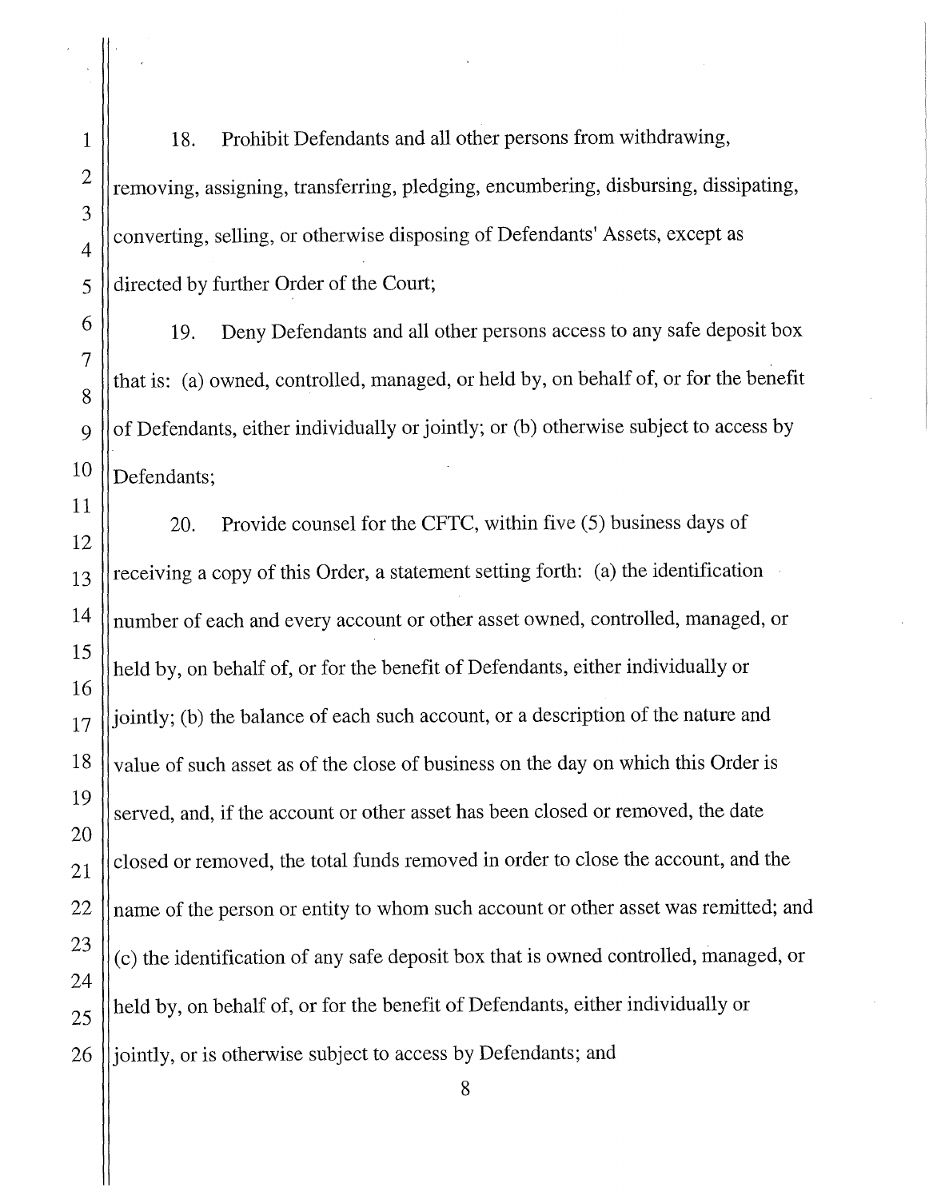18. Prohibit Defendants and all other persons from withdrawing, removing, assigning, transferring, pledging, encumbering, disbursing, dissipating, converting, selling, or otherwise disposing of Defendants' Assets, except as directed by further Order of the Court;

19. Deny Defendants and all other persons access to any safe deposit box that is: (a) owned, controlled, managed, or held by, on behalf of, or for the benefit of Defendants, either individually or jointly; or (b) otherwise subject to access by Defendants;

20. Provide counsel for the CFTC, within five (5) business days of receiving a copy of this Order, a statement setting forth: (a) the identification number of each and every account or other asset owned, controlled, managed, or held by, on behalf of, or for the benefit of Defendants, either individually or jointly; (b) the balance of each such account, or a description of the nature and value of such asset as of the close of business on the day on which this Order is served, and, if the account or other asset has been closed or removed, the date closed or removed, the total funds removed in order to close the account, and the name of the person or entity to whom such account or other asset was remitted; and (c) the identification of any safe deposit box that is owned controlled, managed, or held by, on behalf of, or for the benefit of Defendants, either individually or jointly, or is otherwise subject to access by Defendants; and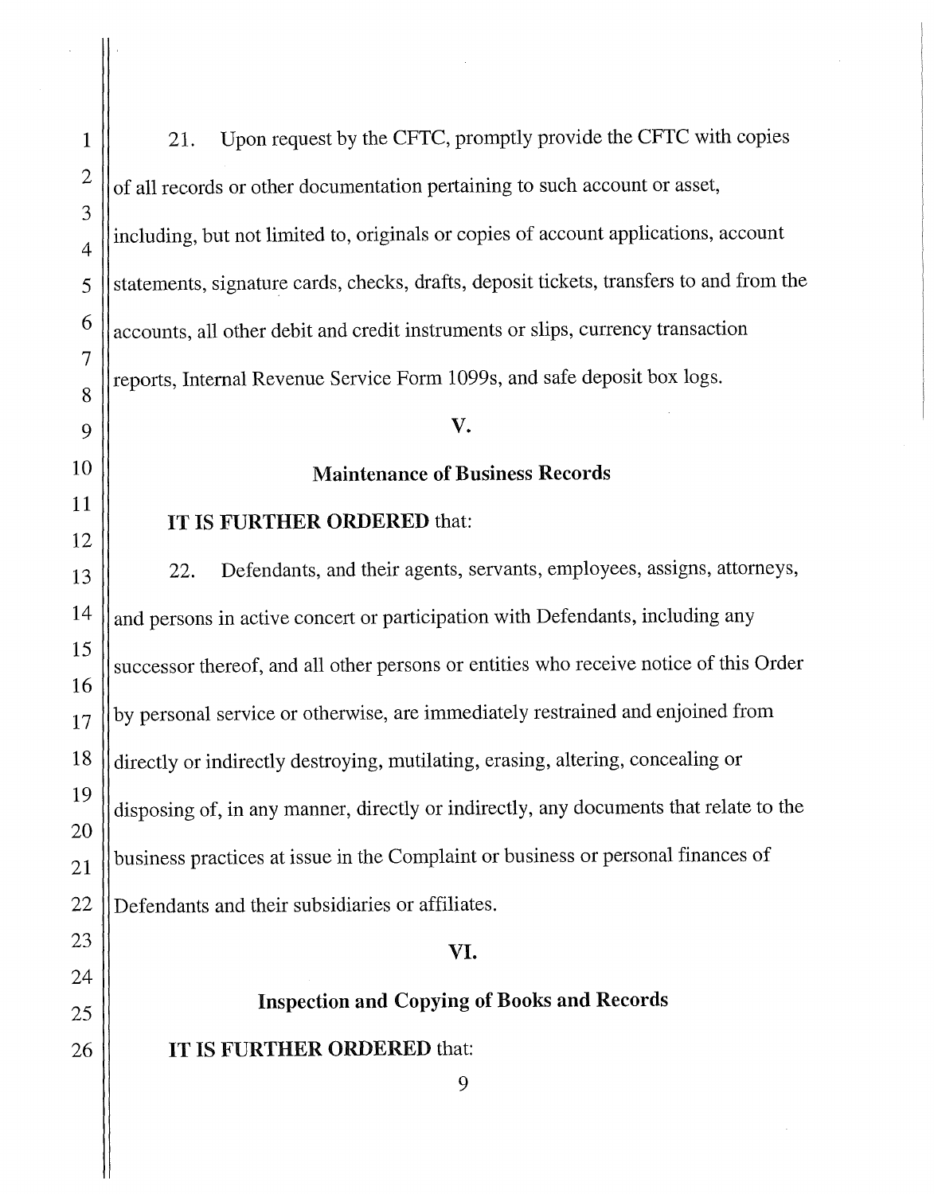21. Upon request by the CFTC, promptly provide the CFTC with copies of all records or other documentation pertaining to such account or asset, including, but not limited to, originals or copies of account applications, account statements, signature cards, checks, drafts, deposit tickets, transfers to and from the accounts, all other debit and credit instruments or slips, currency transaction reports, Internal Revenue Service Form 1099s, and safe deposit box logs.

## V.

## Maintenance of Business Records

**IT IS FURTHER ORDERED** that:

22. Defendants, and their agents, servants, employees, assigns, attorneys, and persons in active concert or participation with Defendants, including any successor thereof, and all other persons or entities who receive notice of this Order by personal service or otherwise, are immediately restrained and enjoined from directly or indirectly destroying, mutilating, erasing, altering, concealing or disposing of, in any manner, directly or indirectly, any documents that relate to the business practices at issue in the Complaint or business or personal finances of Defendants and their subsidiaries or affiliates.

## VI.

## Inspection and Copying of Books and Records

**IT IS FURTHER ORDERED** that: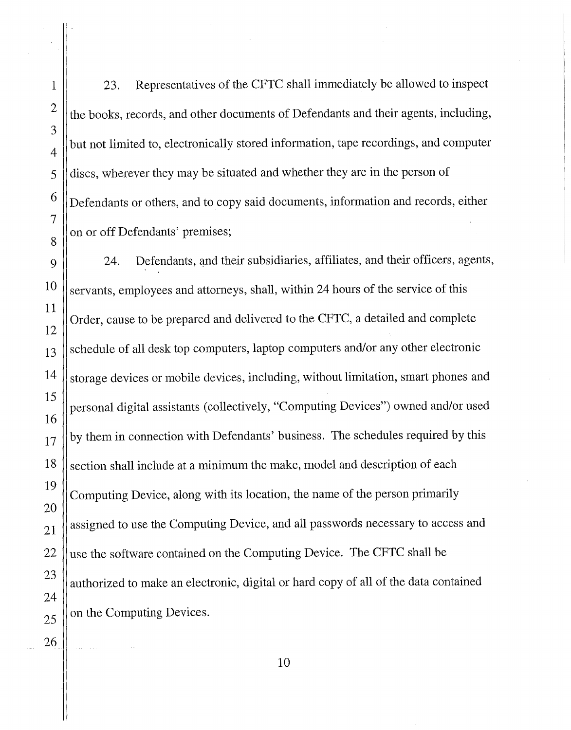23. Representatives of the CFTC shall immediately be allowed to inspect the books, records, and other documents of Defendants and their agents, including, but not limited to, electronically stored information, tape recordings, and computer discs, wherever they may be situated and whether they are in the person of Defendants or others, and to copy said documents, information and records, either on or off Defendants' premises;

24. Defendants, and their subsidiaries, affiliates, and their officers, agents, servants, employees and attorneys, shall, within 24 hours of the service of this Order, cause to be prepared and delivered to the CFTC, a detailed and complete schedule of all desk top computers, laptop computers and/or any other electronic storage devices or mobile devices, including, without limitation, smart phones and personal digital assistants (collectively, "Computing Devices") owned and/or used by them in connection with Defendants' business. The schedules required by this section shall include at a minimum the make, model and description of each Computing Device, along with its location, the name of the person primarily assigned to use the Computing Device, and all passwords necessary to access and use the software contained on the Computing Device. The CFTC shall be authorized to make an electronic, digital or hard copy of all of the data contained on the Computing Devices.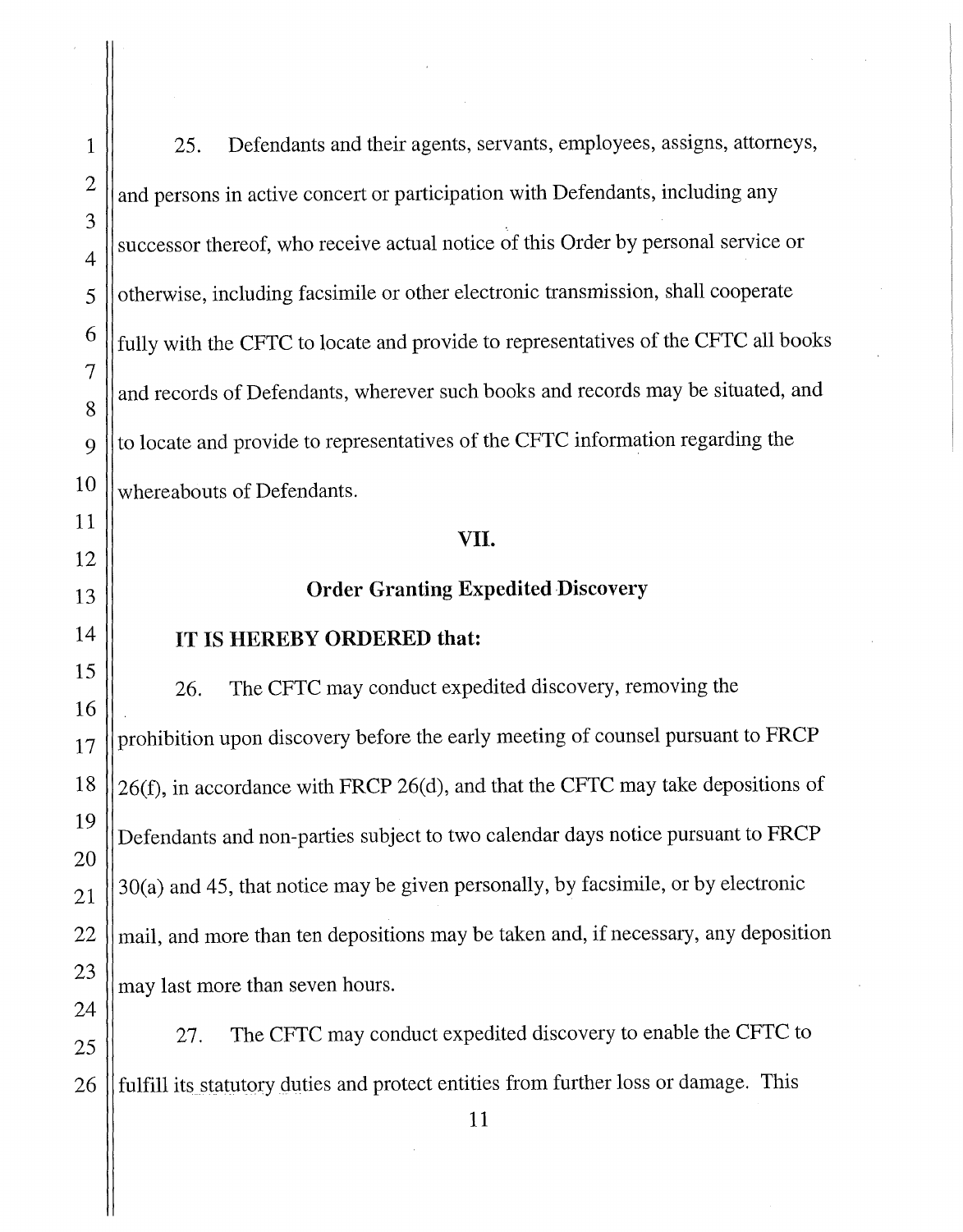25. Defendants and their agents, servants, employees, assigns, attorneys, and persons in active concert or participation with Defendants, including any successor thereof, who receive actual notice of this Order by personal service or otherwise, including facsimile or other electronic transmission, shall cooperate fully with the CFTC to locate and provide to representatives of the CFTC all books and records of Defendants, wherever such books and records may be situated, and to locate and provide to representatives of the CFTC information regarding the whereabouts of Defendants.

## VII.

## Order Granting Expedited Discovery

**IT IS HEREBY ORDERED that:**

26. The CFTC may conduct expedited discovery, removing the prohibition upon discovery before the early meeting of counsel pursuant to FRCP 26(f), in accordance with FRCP 26(d), and that the CFTC may take depositions of Defendants and non-parties subject to two calendar days notice pursuant to FRCP 30(a) and 45, that notice may be given personally, by facsimile, or by electronic mail, and more than ten depositions may be taken and, if necessary, any deposition may last more than seven hours.

27. The CFTC may conduct expedited discovery to enable the CFTC to fulfill its statutory duties and protect entities from further loss or damage. This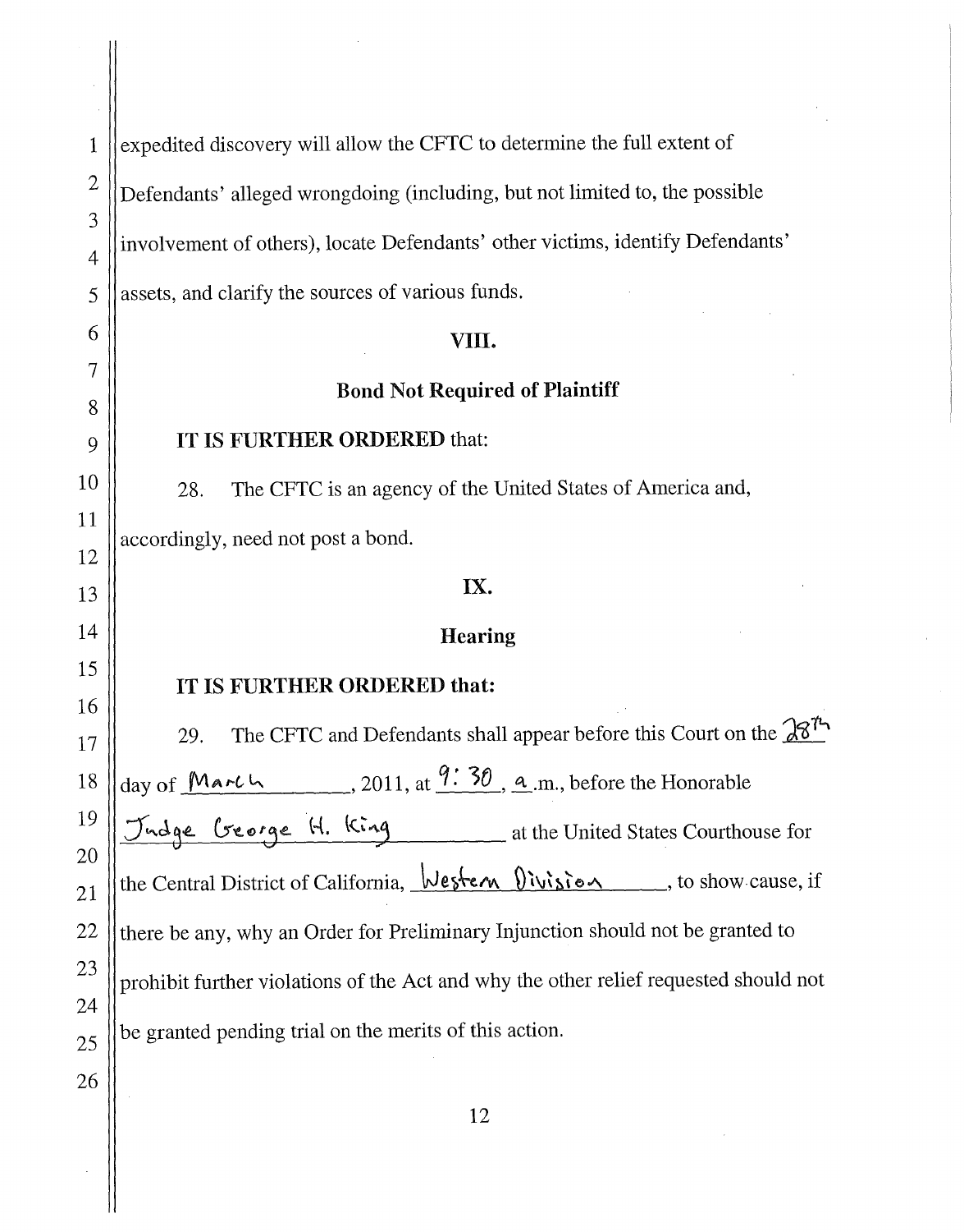expedited discovery will allow the CFTC to determine the full extent of Defendants' alleged wrongdoing (including, but not limited to, the possible involvement of others), locate Defendants' other victims, identify Defendants' assets, and clarify the sources of various funds.

## VIII.

## Bond Not Required of Plaintiff

**IT IS FURTHER ORDERED** that:

28. The CFTC is an agency of the United States of America and, accordingly, need not post a bond.

## IX.

## Hearing

**IT IS FURTHER ORDERED that:**

29. The CFTC and Defendants shall appear before this Court on the 28th day of March, 2011, at 9:30 a.m., before the Honorable Judge George H. King at the United States Courthouse for the Central District of California, Western Division, to show cause, if there be any, why an Order for Preliminary Injunction should not be granted to prohibit further violations of the Act and why the other relief requested should not be granted pending trial on the merits of this action.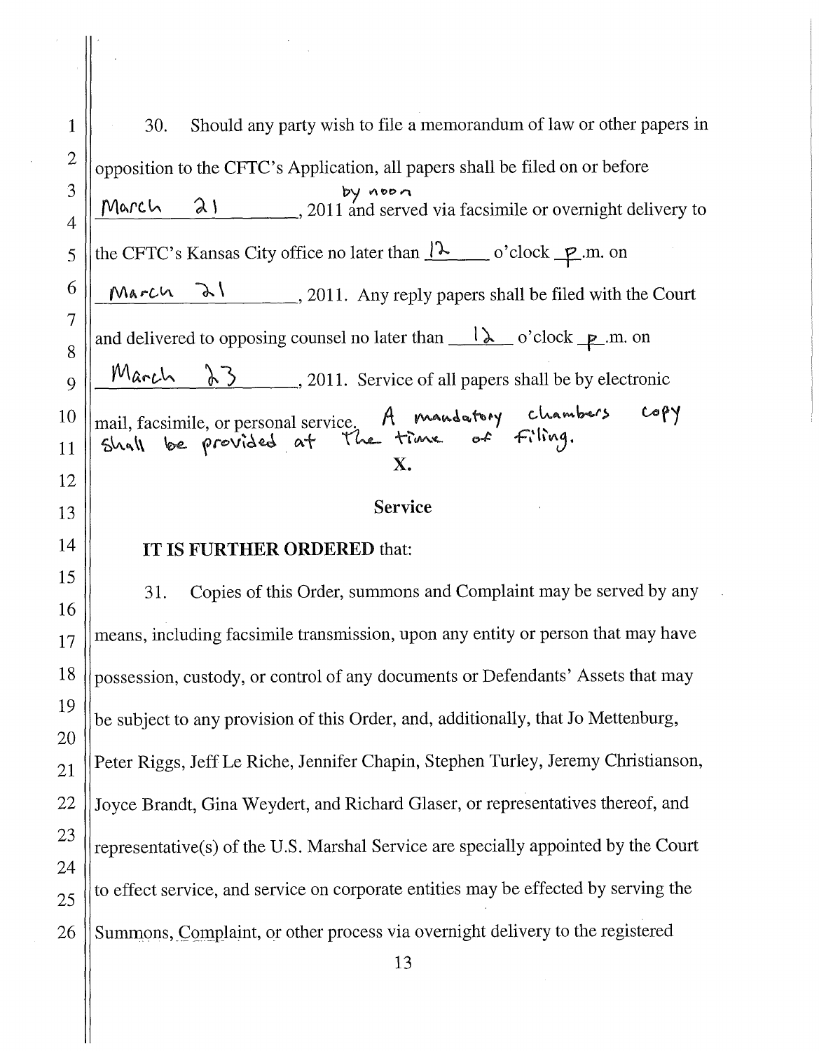30. Should any party wish to file a memorandum of law or other papers in opposition to the CFTC's Application, all papers shall be filed on or before March 21 by noon, 2011 and served via facsimile or overnight delivery to the CFTC's Kansas City office no later than 12 o'clock p.m. on March 21, 2011. Any reply papers shall be filed with the Court and delivered to opposing counsel no later than 12 o'clock p.m. on March 23, 2011. Service of all papers shall be by electronic mail, facsimile, or personal service. A mandatory chambers copy shall be provided at the time of filing.

## X.

## Service

**IT IS FURTHER ORDERED** that:

31. Copies of this Order, summons and Complaint may be served by any means, including facsimile transmission, upon any entity or person that may have possession, custody, or control of any documents or Defendants' Assets that may be subject to any provision of this Order, and, additionally, that Jo Mettenburg, Peter Riggs, Jeff Le Riche, Jennifer Chapin, Stephen Turley, Jeremy Christianson, Joyce Brandt, Gina Weydert, and Richard Glaser, or representatives thereof, and representative(s) of the U.S. Marshal Service are specially appointed by the Court to effect service, and service on corporate entities may be effected by serving the Summons, Complaint, or other process via overnight delivery to the registered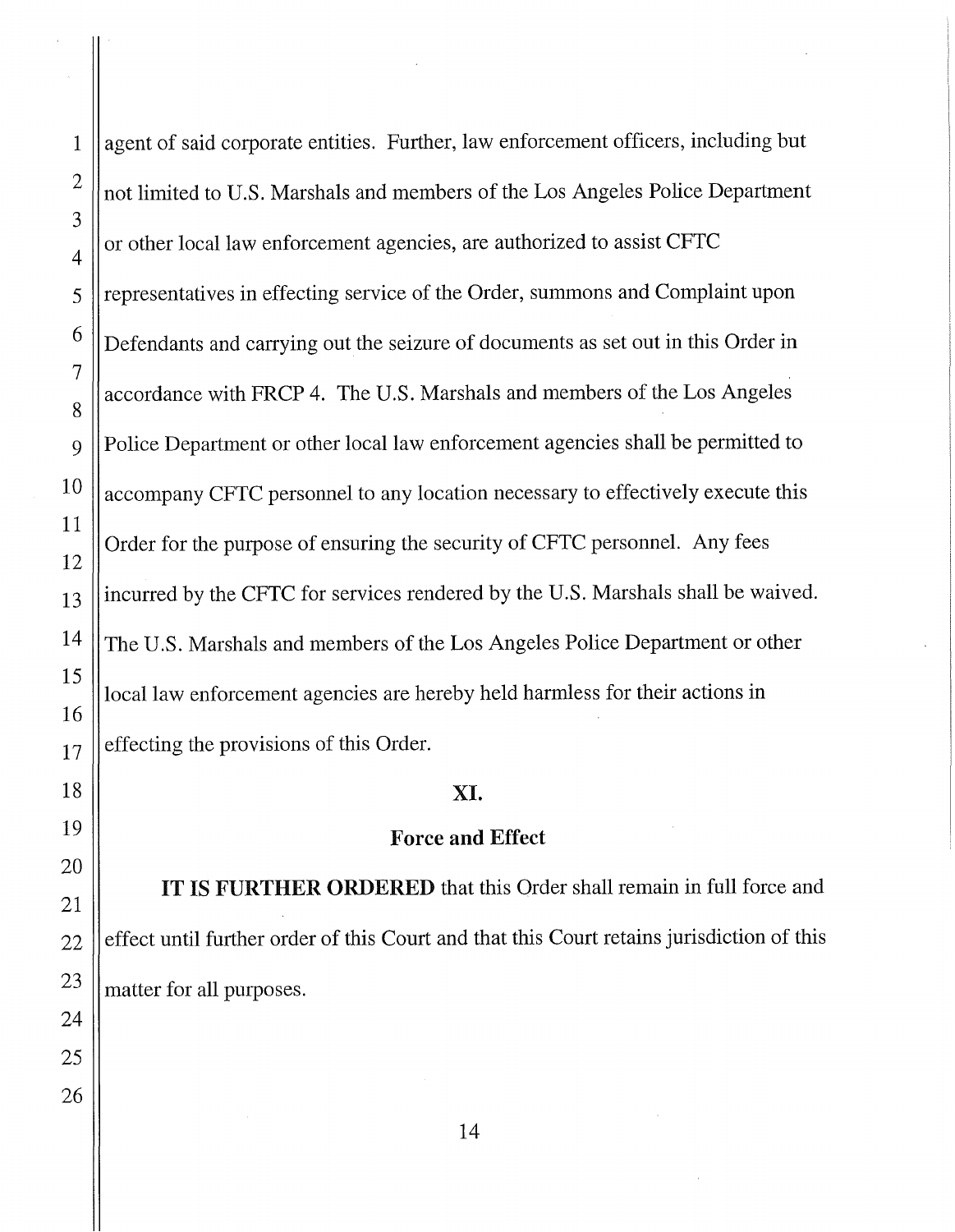agent of said corporate entities. Further, law enforcement officers, including but not limited to U.S. Marshals and members of the Los Angeles Police Department or other local law enforcement agencies, are authorized to assist CFTC representatives in effecting service of the Order, summons and Complaint upon Defendants and carrying out the seizure of documents as set out in this Order in accordance with FRCP 4. The U.S. Marshals and members of the Los Angeles Police Department or other local law enforcement agencies shall be permitted to accompany CFTC personnel to any location necessary to effectively execute this Order for the purpose of ensuring the security of CFTC personnel. Any fees incurred by the CFTC for services rendered by the U.S. Marshals shall be waived. The U.S. Marshals and members of the Los Angeles Police Department or other local law enforcement agencies are hereby held harmless for their actions in effecting the provisions of this Order.

## XI.

## Force and Effect

**IT IS FURTHER ORDERED** that this Order shall remain in full force and effect until further order of this Court and that this Court retains jurisdiction of this matter for all purposes.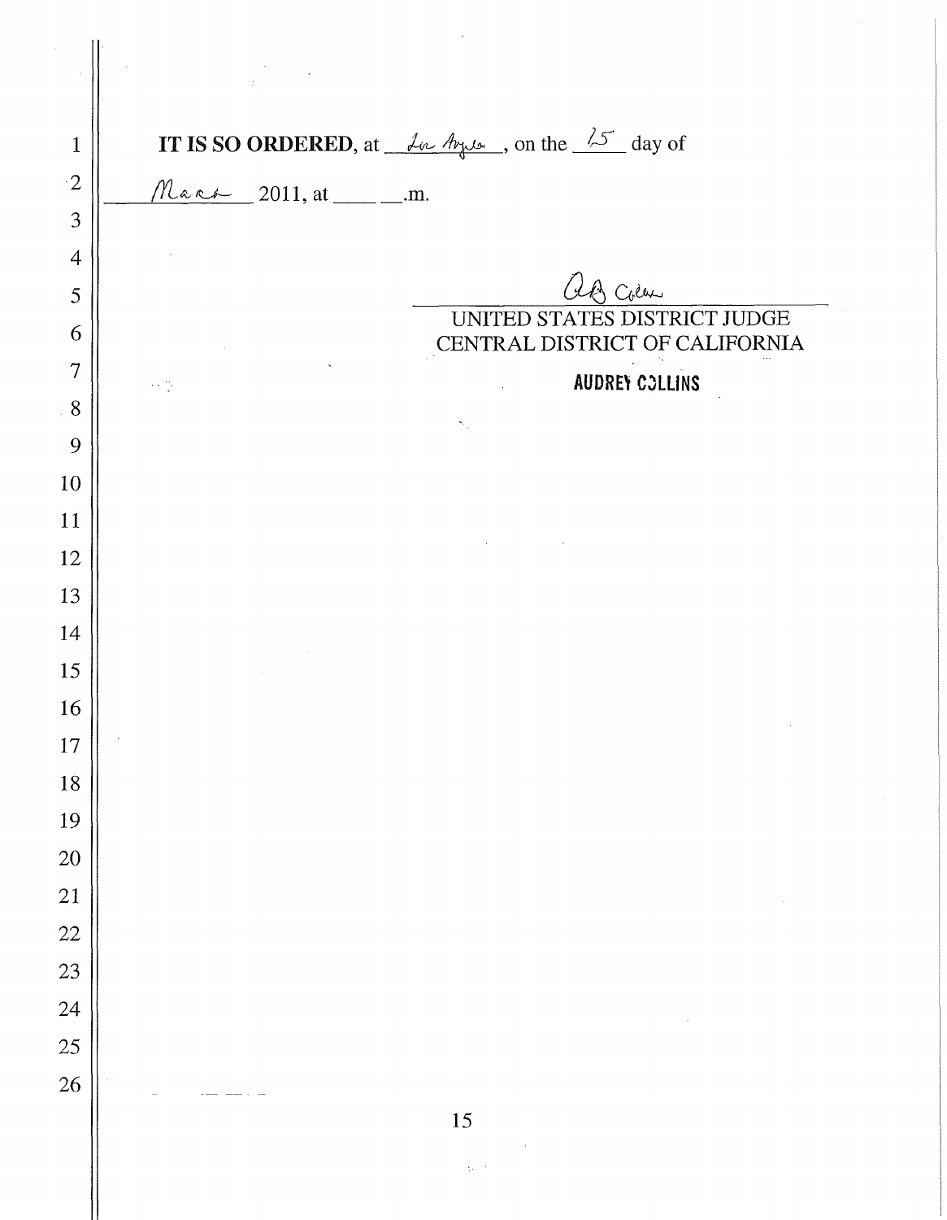**IT IS SO ORDERED**, at Los Angeles, on the 25 day of

March 2011, at \_\_\_\_ \_\_.m.

A.C. Collins

UNITED STATES DISTRICT JUDGE
CENTRAL DISTRICT OF CALIFORNIA

AUDREY COLLINS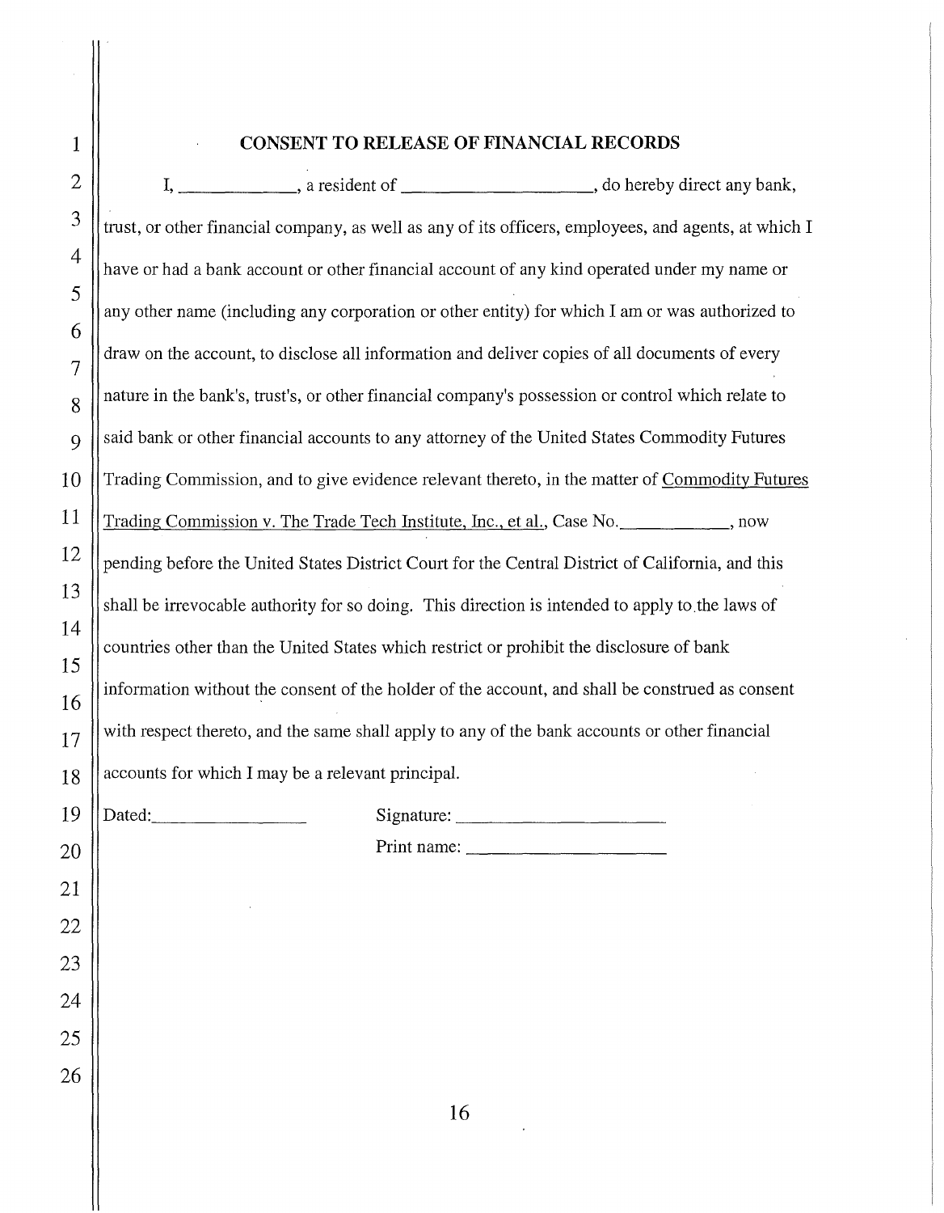# CONSENT TO RELEASE OF FINANCIAL RECORDS

I, ____________, a resident of ____________________, do hereby direct any bank, trust, or other financial company, as well as any of its officers, employees, and agents, at which I have or had a bank account or other financial account of any kind operated under my name or any other name (including any corporation or other entity) for which I am or was authorized to draw on the account, to disclose all information and deliver copies of all documents of every nature in the bank's, trust's, or other financial company's possession or control which relate to said bank or other financial accounts to any attorney of the United States Commodity Futures Trading Commission, and to give evidence relevant thereto, in the matter of Commodity Futures Trading Commission v. The Trade Tech Institute, Inc., et al., Case No.___________, now pending before the United States District Court for the Central District of California, and this shall be irrevocable authority for so doing. This direction is intended to apply to the laws of countries other than the United States which restrict or prohibit the disclosure of bank information without the consent of the holder of the account, and shall be construed as consent with respect thereto, and the same shall apply to any of the bank accounts or other financial accounts for which I may be a relevant principal.

Dated:_________________

Signature: ______________________

Print name: _____________________